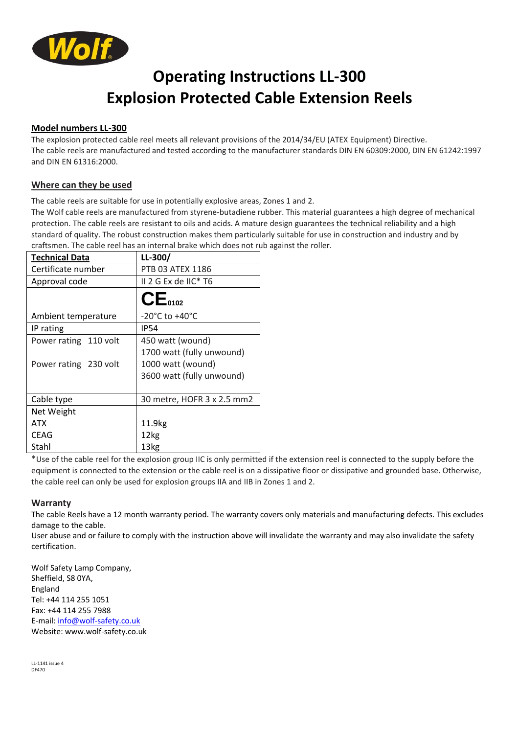# Operating Instructions LL-300
# Explosion Protected Cable Extension Reels

## Model numbers LL-300

The explosion protected cable reel meets all relevant provisions of the 2014/34/EU (ATEX Equipment) Directive.
The cable reels are manufactured and tested according to the manufacturer standards DIN EN 60309:2000, DIN EN 61242:1997 and DIN EN 61316:2000.

## Where can they be used

The cable reels are suitable for use in potentially explosive areas, Zones 1 and 2.
The Wolf cable reels are manufactured from styrene-butadiene rubber. This material guarantees a high degree of mechanical protection. The cable reels are resistant to oils and acids. A mature design guarantees the technical reliability and a high standard of quality. The robust construction makes them particularly suitable for use in construction and industry and by craftsmen. The cable reel has an internal brake which does not rub against the roller.

| **Technical Data** | **LL-300/** |
|---|---|
| Certificate number | PTB 03 ATEX 1186 |
| Approval code | II 2 G Ex de IIC* T6 |
| | CE 0102 |
| Ambient temperature | -20°C to +40°C |
| IP rating | IP54 |
| Power rating 110 volt | 450 watt (wound)<br>1700 watt (fully unwound) |
| Power rating 230 volt | 1000 watt (wound)<br>3600 watt (fully unwound) |
| Cable type | 30 metre, HOFR 3 x 2.5 mm2 |
| Net Weight | |
| ATX | 11.9kg |
| CEAG | 12kg |
| Stahl | 13kg |

*Use of the cable reel for the explosion group IIC is only permitted if the extension reel is connected to the supply before the equipment is connected to the extension or the cable reel is on a dissipative floor or dissipative and grounded base. Otherwise, the cable reel can only be used for explosion groups IIA and IIB in Zones 1 and 2.

### Warranty

The cable Reels have a 12 month warranty period. The warranty covers only materials and manufacturing defects. This excludes damage to the cable.
User abuse and or failure to comply with the instruction above will invalidate the warranty and may also invalidate the safety certification.

Wolf Safety Lamp Company,
Sheffield, S8 0YA,
England
Tel: +44 114 255 1051
Fax: +44 114 255 7988
E-mail: info@wolf-safety.co.uk
Website: www.wolf-safety.co.uk

LL-1141 issue 4
DF470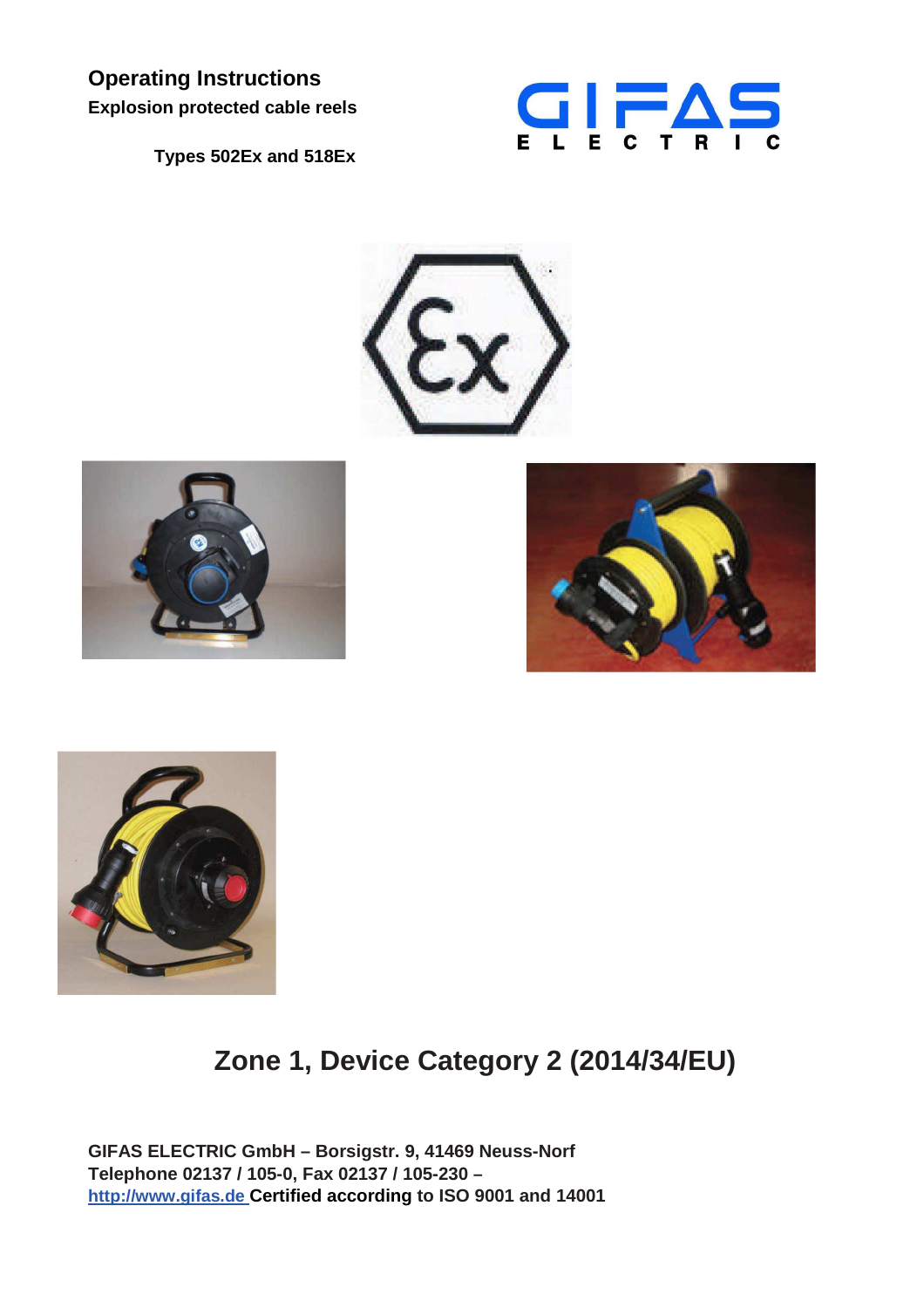# Operating Instructions

**Explosion protected cable reels**

**Types 502Ex and 518Ex**

## Zone 1, Device Category 2 (2014/34/EU)

**GIFAS ELECTRIC GmbH – Borsigstr. 9, 41469 Neuss-Norf**
**Telephone 02137 / 105-0, Fax 02137 / 105-230 –**
[http://www.gifas.de](http://www.gifas.de) **Certified according to ISO 9001 and 14001**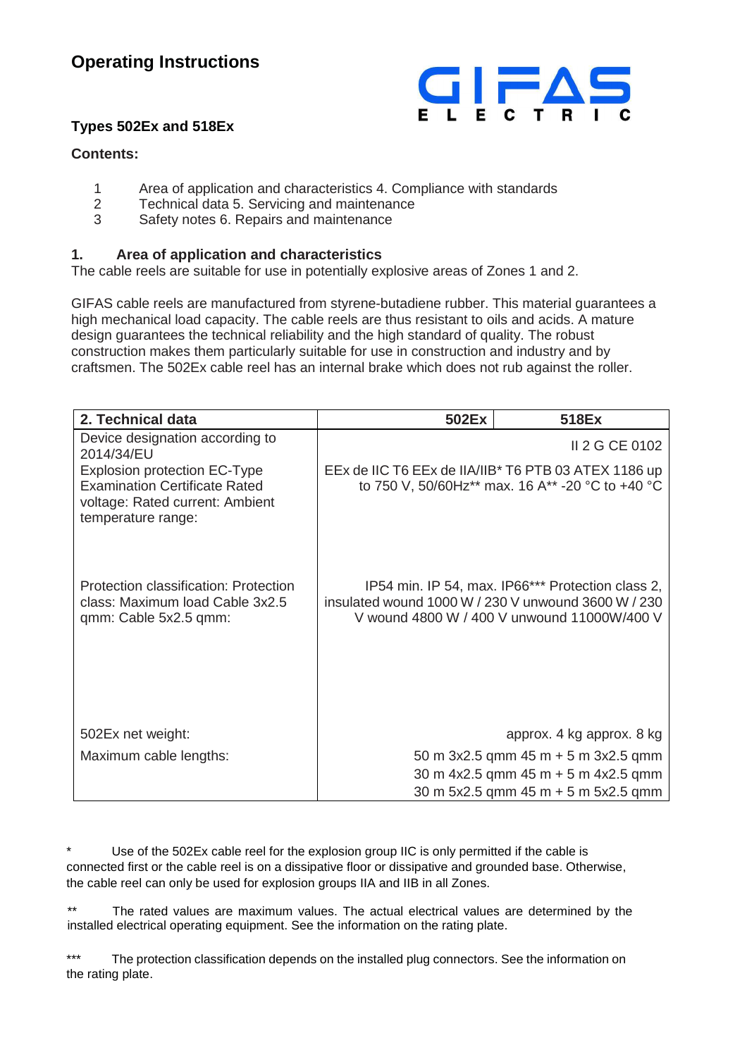# Operating Instructions

GIFAS ELECTRIC

**Types 502Ex and 518Ex**

**Contents:**

1 Area of application and characteristics 4. Compliance with standards
2 Technical data 5. Servicing and maintenance
3 Safety notes 6. Repairs and maintenance

## 1. Area of application and characteristics

The cable reels are suitable for use in potentially explosive areas of Zones 1 and 2.

GIFAS cable reels are manufactured from styrene-butadiene rubber. This material guarantees a high mechanical load capacity. The cable reels are thus resistant to oils and acids. A mature design guarantees the technical reliability and the high standard of quality. The robust construction makes them particularly suitable for use in construction and industry and by craftsmen. The 502Ex cable reel has an internal brake which does not rub against the roller.

| 2. Technical data | 502Ex | 518Ex |
|---|---|---|
| Device designation according to 2014/34/EU | II 2 G CE 0102 | |
| Explosion protection EC-Type Examination Certificate Rated voltage: Rated current: Ambient temperature range: | EEx de IIC T6 EEx de IIA/IIB* T6 PTB 03 ATEX 1186 up to 750 V, 50/60Hz** max. 16 A** -20 °C to +40 °C | |
| Protection classification: Protection class: Maximum load Cable 3x2.5 qmm: Cable 5x2.5 qmm: | IP54 min. IP 54, max. IP66*** Protection class 2, insulated wound 1000 W / 230 V unwound 3600 W / 230 V wound 4800 W / 400 V unwound 11000W/400 V | |
| 502Ex net weight: | approx. 4 kg | approx. 8 kg |
| Maximum cable lengths: | 50 m 3x2.5 qmm<br>30 m 4x2.5 qmm<br>30 m 5x2.5 qmm | 45 m + 5 m 3x2.5 qmm<br>45 m + 5 m 4x2.5 qmm<br>45 m + 5 m 5x2.5 qmm |

\* Use of the 502Ex cable reel for the explosion group IIC is only permitted if the cable is connected first or the cable reel is on a dissipative floor or dissipative and grounded base. Otherwise, the cable reel can only be used for explosion groups IIA and IIB in all Zones.

** The rated values are maximum values. The actual electrical values are determined by the installed electrical operating equipment. See the information on the rating plate.

*** The protection classification depends on the installed plug connectors. See the information on the rating plate.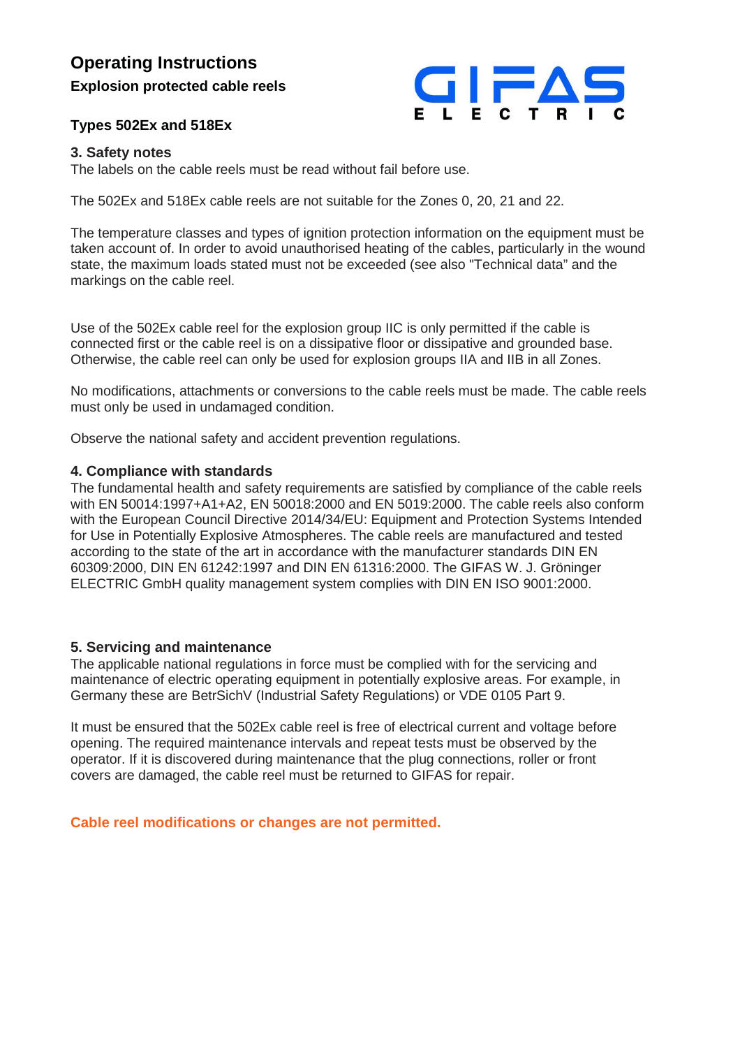# Operating Instructions

**Explosion protected cable reels**

**Types 502Ex and 518Ex**

GIFAS ELECTRIC

## 3. Safety notes

The labels on the cable reels must be read without fail before use.

The 502Ex and 518Ex cable reels are not suitable for the Zones 0, 20, 21 and 22.

The temperature classes and types of ignition protection information on the equipment must be taken account of. In order to avoid unauthorised heating of the cables, particularly in the wound state, the maximum loads stated must not be exceeded (see also "Technical data" and the markings on the cable reel.

Use of the 502Ex cable reel for the explosion group IIC is only permitted if the cable is connected first or the cable reel is on a dissipative floor or dissipative and grounded base. Otherwise, the cable reel can only be used for explosion groups IIA and IIB in all Zones.

No modifications, attachments or conversions to the cable reels must be made. The cable reels must only be used in undamaged condition.

Observe the national safety and accident prevention regulations.

## 4. Compliance with standards

The fundamental health and safety requirements are satisfied by compliance of the cable reels with EN 50014:1997+A1+A2, EN 50018:2000 and EN 5019:2000. The cable reels also conform with the European Council Directive 2014/34/EU: Equipment and Protection Systems Intended for Use in Potentially Explosive Atmospheres. The cable reels are manufactured and tested according to the state of the art in accordance with the manufacturer standards DIN EN 60309:2000, DIN EN 61242:1997 and DIN EN 61316:2000. The GIFAS W. J. Gröninger ELECTRIC GmbH quality management system complies with DIN EN ISO 9001:2000.

## 5. Servicing and maintenance

The applicable national regulations in force must be complied with for the servicing and maintenance of electric operating equipment in potentially explosive areas. For example, in Germany these are BetrSichV (Industrial Safety Regulations) or VDE 0105 Part 9.

It must be ensured that the 502Ex cable reel is free of electrical current and voltage before opening. The required maintenance intervals and repeat tests must be observed by the operator. If it is discovered during maintenance that the plug connections, roller or front covers are damaged, the cable reel must be returned to GIFAS for repair.

**Cable reel modifications or changes are not permitted.**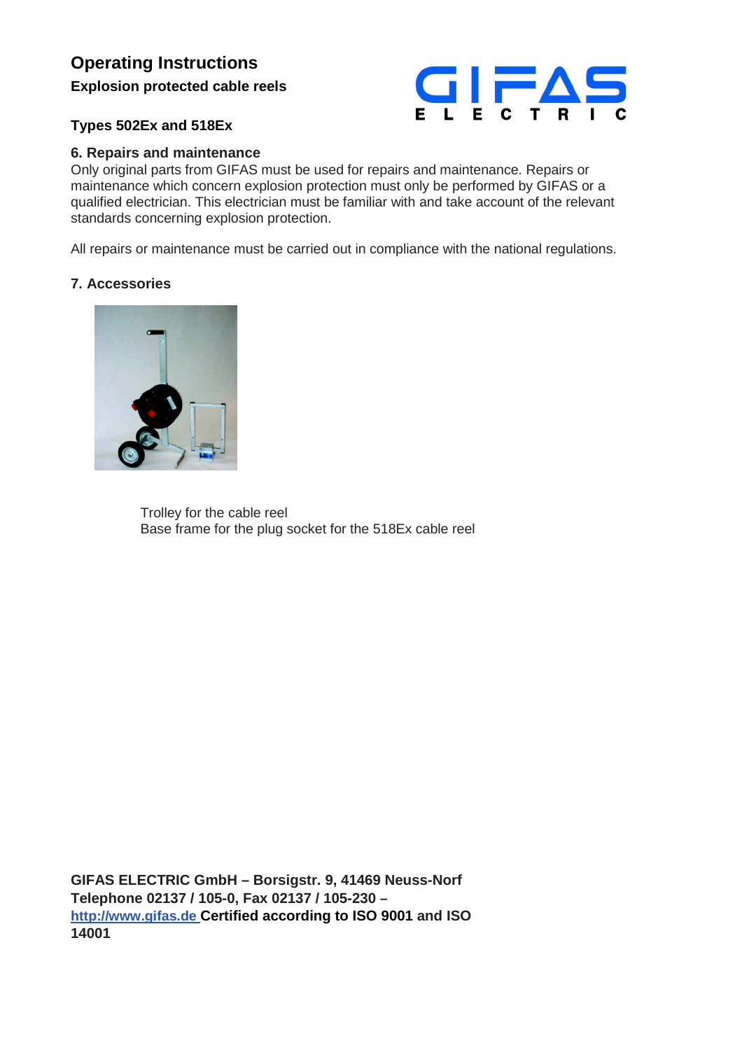# Operating Instructions

**Explosion protected cable reels**

**Types 502Ex and 518Ex**

## 6. Repairs and maintenance

Only original parts from GIFAS must be used for repairs and maintenance. Repairs or maintenance which concern explosion protection must only be performed by GIFAS or a qualified electrician. This electrician must be familiar with and take account of the relevant standards concerning explosion protection.

All repairs or maintenance must be carried out in compliance with the national regulations.

## 7. Accessories

Trolley for the cable reel
Base frame for the plug socket for the 518Ex cable reel

**GIFAS ELECTRIC GmbH – Borsigstr. 9, 41469 Neuss-Norf**
**Telephone 02137 / 105-0, Fax 02137 / 105-230 –**
**http://www.gifas.de Certified according to ISO 9001 and ISO 14001**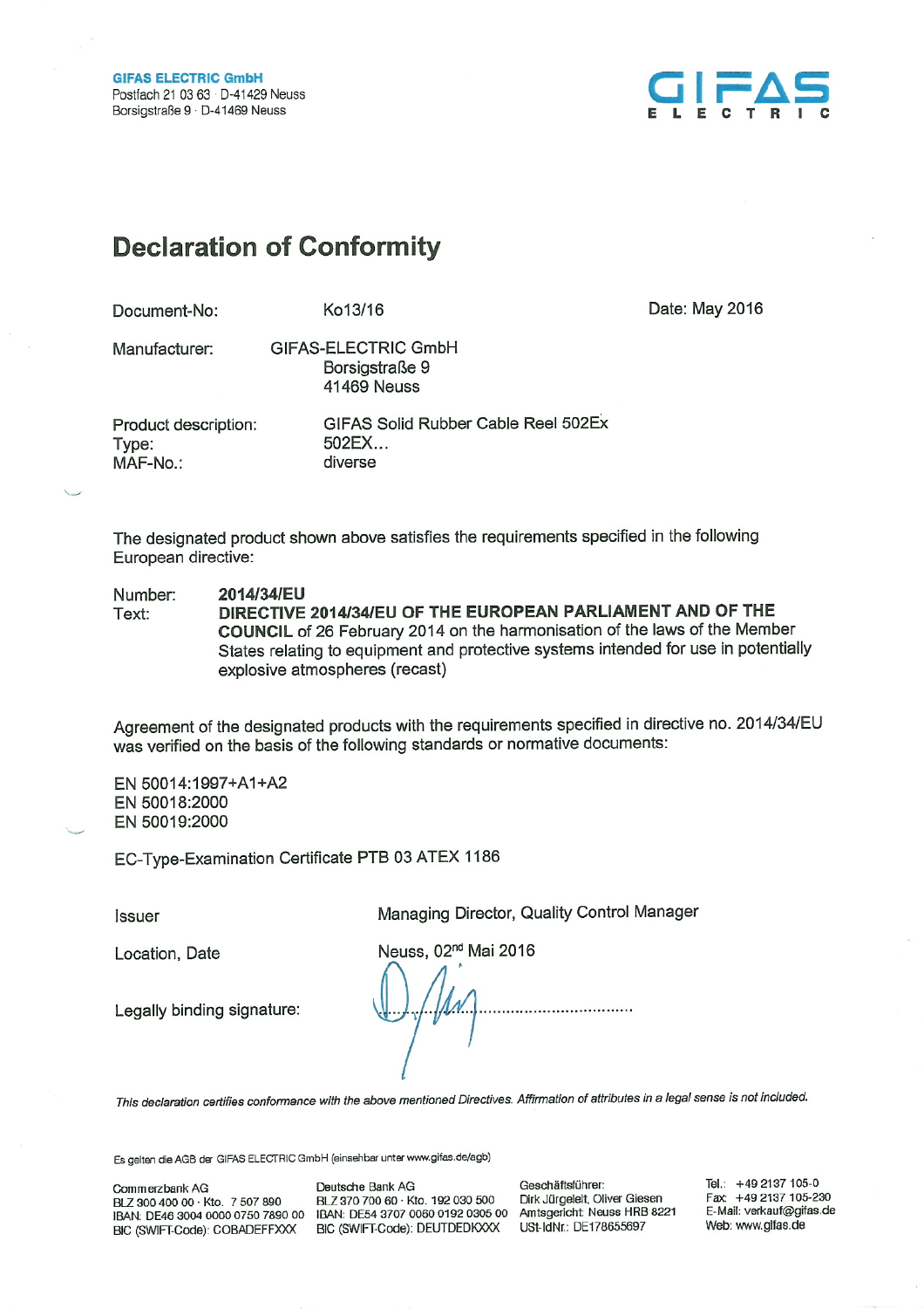**GIFAS ELECTRIC GmbH**
Postfach 21 03 63 · D-41429 Neuss
Borsigstraße 9 · D-41469 Neuss

GIFAS ELECTRIC

# Declaration of Conformity

| | | |
|---|---|---|
| Document-No: | Ko13/16 | Date: May 2016 |
| Manufacturer: | GIFAS-ELECTRIC GmbH<br>Borsigstraße 9<br>41469 Neuss | |
| Product description:<br>Type:<br>MAF-No.: | GIFAS Solid Rubber Cable Reel 502Ex<br>502EX…<br>diverse | |

The designated product shown above satisfies the requirements specified in the following European directive:

Number: **2014/34/EU**
Text: **DIRECTIVE 2014/34/EU OF THE EUROPEAN PARLIAMENT AND OF THE COUNCIL** of 26 February 2014 on the harmonisation of the laws of the Member States relating to equipment and protective systems intended for use in potentially explosive atmospheres (recast)

Agreement of the designated products with the requirements specified in directive no. 2014/34/EU was verified on the basis of the following standards or normative documents:

EN 50014:1997+A1+A2
EN 50018:2000
EN 50019:2000

EC-Type-Examination Certificate PTB 03 ATEX 1186

| | |
|---|---|
| Issuer | Managing Director, Quality Control Manager |
| Location, Date | Neuss, 02nd Mai 2016 |
| Legally binding signature: | ………………………………………… |

*This declaration certifies conformance with the above mentioned Directives. Affirmation of attributes in a legal sense is not included.*

Es gelten die AGB der GIFAS ELECTRIC GmbH (einsehbar unter www.gifas.de/agb)

Commerzbank AG
BLZ 300 400 00 · Kto. 7 507 890
IBAN: DE46 3004 0000 0750 7890 00
BIC (SWIFT-Code): COBADEFFXXX

Deutsche Bank AG
BLZ 370 700 60 · Kto. 192 030 500
IBAN: DE54 3707 0060 0192 0305 00
BIC (SWIFT-Code): DEUTDEDKXXX

Geschäftsführer:
Dirk Jürgeleit, Oliver Giesen
Amtsgericht Neuss HRB 8221
USt-IdNr.: DE178655697

Tel.: +49 2137 105-0
Fax: +49 2137 105-230
E-Mail: verkauf@gifas.de
Web: www.gifas.de